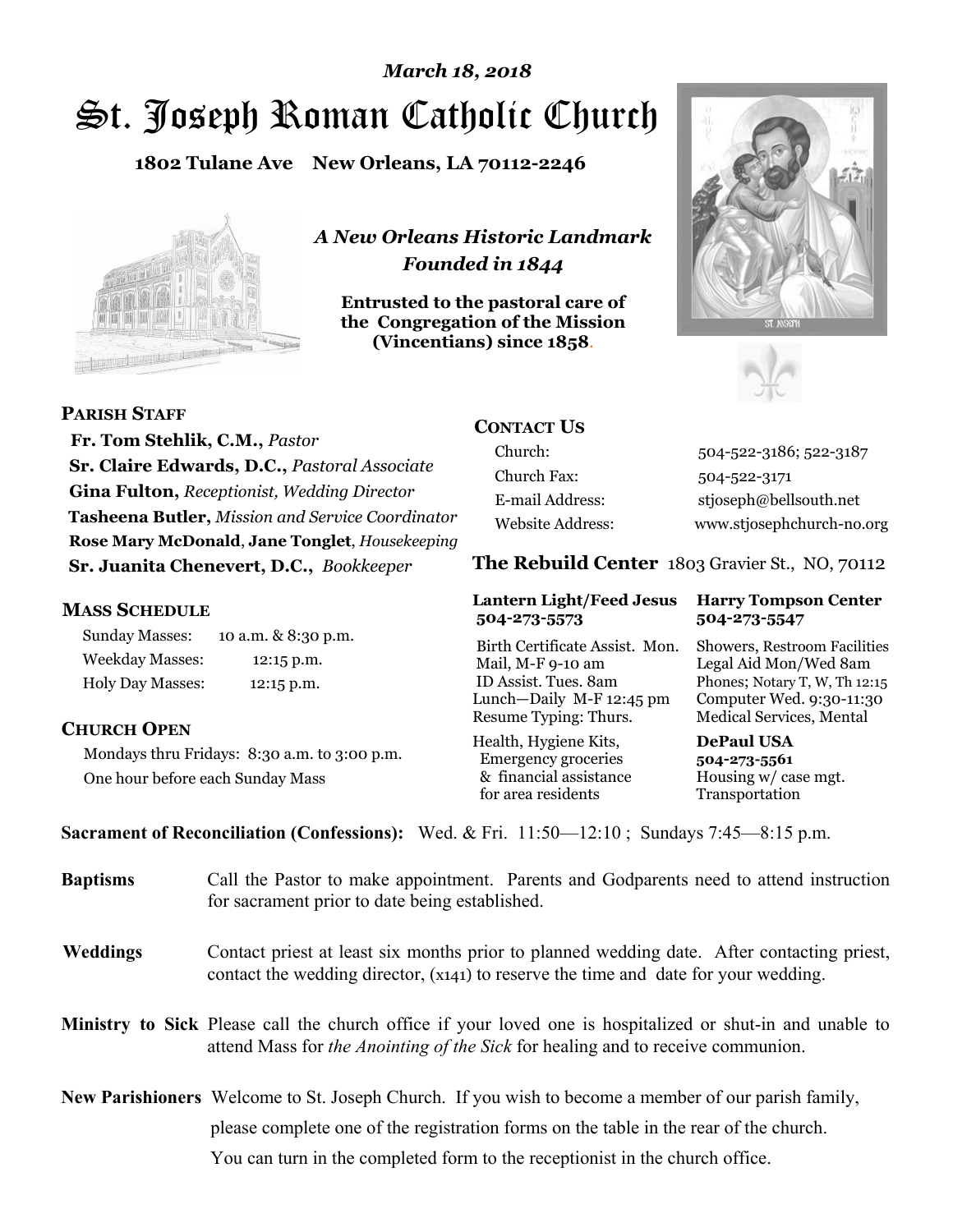*March 18, 2018*

# St. Joseph Roman Catholic Church

**1802 Tulane Ave New Orleans, LA 70112-2246**

*A New Orleans Historic Landmark*
*Founded in 1844*

**Entrusted to the pastoral care of the Congregation of the Mission (Vincentians) since 1858.**

## PARISH STAFF

**Fr. Tom Stehlik, C.M.,** *Pastor*
**Sr. Claire Edwards, D.C.,** *Pastoral Associate*
**Gina Fulton,** *Receptionist, Wedding Director*
**Tasheena Butler,** *Mission and Service Coordinator*
**Rose Mary McDonald**, **Jane Tonglet**, *Housekeeping*
**Sr. Juanita Chenevert, D.C.,** *Bookkeeper*

## MASS SCHEDULE

| | |
|---|---|
| Sunday Masses: | 10 a.m. & 8:30 p.m. |
| Weekday Masses: | 12:15 p.m. |
| Holy Day Masses: | 12:15 p.m. |

## CHURCH OPEN

Mondays thru Fridays: 8:30 a.m. to 3:00 p.m.
One hour before each Sunday Mass

## CONTACT US

| | |
|---|---|
| Church: | 504-522-3186; 522-3187 |
| Church Fax: | 504-522-3171 |
| E-mail Address: | stjoseph@bellsouth.net |
| Website Address: | www.stjosephchurch-no.org |

## The Rebuild Center 1803 Gravier St., NO, 70112

| **Lantern Light/Feed Jesus 504-273-5573** | **Harry Tompson Center 504-273-5547** |
|---|---|
| Birth Certificate Assist. Mon. Mail, M-F 9-10 am ID Assist. Tues. 8am Lunch—Daily M-F 12:45 pm Resume Typing: Thurs. | Showers, Restroom Facilities Legal Aid Mon/Wed 8am Phones; Notary T, W, Th 12:15 Computer Wed. 9:30-11:30 Medical Services, Mental |
| Health, Hygiene Kits, Emergency groceries & financial assistance for area residents | **DePaul USA 504-273-5561** Housing w/ case mgt. Transportation |

**Sacrament of Reconciliation (Confessions):** Wed. & Fri. 11:50—12:10 ; Sundays 7:45—8:15 p.m.

**Baptisms** Call the Pastor to make appointment. Parents and Godparents need to attend instruction for sacrament prior to date being established.

**Weddings** Contact priest at least six months prior to planned wedding date. After contacting priest, contact the wedding director, (x141) to reserve the time and date for your wedding.

**Ministry to Sick** Please call the church office if your loved one is hospitalized or shut-in and unable to attend Mass for *the Anointing of the Sick* for healing and to receive communion.

**New Parishioners** Welcome to St. Joseph Church. If you wish to become a member of our parish family, please complete one of the registration forms on the table in the rear of the church. You can turn in the completed form to the receptionist in the church office.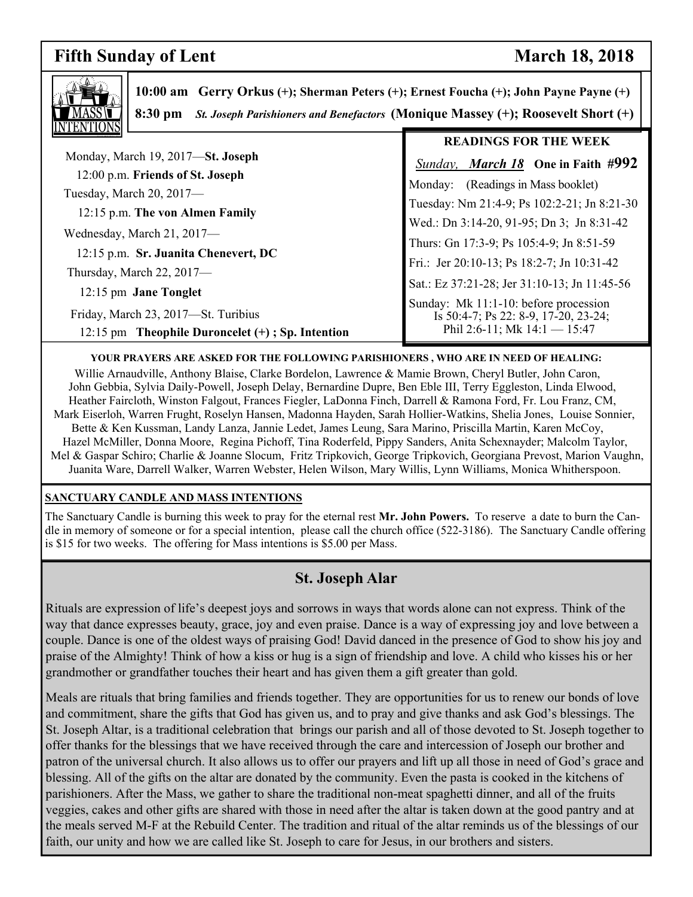## Fifth Sunday of Lent — March 18, 2018

**MASS INTENTIONS**

**10:00 am Gerry Orkus** (+); **Sherman Peters (+); Ernest Foucha (+); John Payne Payne (+)**

**8:30 pm** ***St. Joseph Parishioners and Benefactors*** **(Monique Massey (+); Roosevelt Short (+)**

Monday, March 19, 2017—**St. Joseph**
12:00 p.m. **Friends of St. Joseph**

Tuesday, March 20, 2017—
12:15 p.m. **The von Almen Family**

Wednesday, March 21, 2017—
12:15 p.m. **Sr. Juanita Chenevert, DC**

Thursday, March 22, 2017—
12:15 pm **Jane Tonglet**

Friday, March 23, 2017—St. Turibius
12:15 pm **Theophile Duroncelet (+) ; Sp. Intention**

### READINGS FOR THE WEEK

*Sunday,* ***March 18*** **One in Faith #992**

Monday: (Readings in Mass booklet)

Tuesday: Nm 21:4-9; Ps 102:2-21; Jn 8:21-30

Wed.: Dn 3:14-20, 91-95; Dn 3; Jn 8:31-42

Thurs: Gn 17:3-9; Ps 105:4-9; Jn 8:51-59

Fri.: Jer 20:10-13; Ps 18:2-7; Jn 10:31-42

Sat.: Ez 37:21-28; Jer 31:10-13; Jn 11:45-56

Sunday: Mk 11:1-10: before procession
Is 50:4-7; Ps 22: 8-9, 17-20, 23-24;
Phil 2:6-11; Mk 14:1 — 15:47

**YOUR PRAYERS ARE ASKED FOR THE FOLLOWING PARISHIONERS , WHO ARE IN NEED OF HEALING:**

Willie Arnaudville, Anthony Blaise, Clarke Bordelon, Lawrence & Mamie Brown, Cheryl Butler, John Caron, John Gebbia, Sylvia Daily-Powell, Joseph Delay, Bernardine Dupre, Ben Eble III, Terry Eggleston, Linda Elwood, Heather Faircloth, Winston Falgout, Frances Fiegler, LaDonna Finch, Darrell & Ramona Ford, Fr. Lou Franz, CM, Mark Eiserloh, Warren Frught, Roselyn Hansen, Madonna Hayden, Sarah Hollier-Watkins, Shelia Jones, Louise Sonnier, Bette & Ken Kussman, Landy Lanza, Jannie Ledet, James Leung, Sara Marino, Priscilla Martin, Karen McCoy, Hazel McMiller, Donna Moore, Regina Pichoff, Tina Roderfeld, Pippy Sanders, Anita Schexnayder; Malcolm Taylor, Mel & Gaspar Schiro; Charlie & Joanne Slocum, Fritz Tripkovich, George Tripkovich, Georgiana Prevost, Marion Vaughn, Juanita Ware, Darrell Walker, Warren Webster, Helen Wilson, Mary Willis, Lynn Williams, Monica Whitherspoon.

**SANCTUARY CANDLE AND MASS INTENTIONS**

The Sanctuary Candle is burning this week to pray for the eternal rest **Mr. John Powers.** To reserve a date to burn the Candle in memory of someone or for a special intention, please call the church office (522-3186). The Sanctuary Candle offering is $15 for two weeks. The offering for Mass intentions is $5.00 per Mass.

## St. Joseph Alar

Rituals are expression of life's deepest joys and sorrows in ways that words alone can not express. Think of the way that dance expresses beauty, grace, joy and even praise. Dance is a way of expressing joy and love between a couple. Dance is one of the oldest ways of praising God! David danced in the presence of God to show his joy and praise of the Almighty! Think of how a kiss or hug is a sign of friendship and love. A child who kisses his or her grandmother or grandfather touches their heart and has given them a gift greater than gold.

Meals are rituals that bring families and friends together. They are opportunities for us to renew our bonds of love and commitment, share the gifts that God has given us, and to pray and give thanks and ask God's blessings. The St. Joseph Altar, is a traditional celebration that brings our parish and all of those devoted to St. Joseph together to offer thanks for the blessings that we have received through the care and intercession of Joseph our brother and patron of the universal church. It also allows us to offer our prayers and lift up all those in need of God's grace and blessing. All of the gifts on the altar are donated by the community. Even the pasta is cooked in the kitchens of parishioners. After the Mass, we gather to share the traditional non-meat spaghetti dinner, and all of the fruits veggies, cakes and other gifts are shared with those in need after the altar is taken down at the good pantry and at the meals served M-F at the Rebuild Center. The tradition and ritual of the altar reminds us of the blessings of our faith, our unity and how we are called like St. Joseph to care for Jesus, in our brothers and sisters.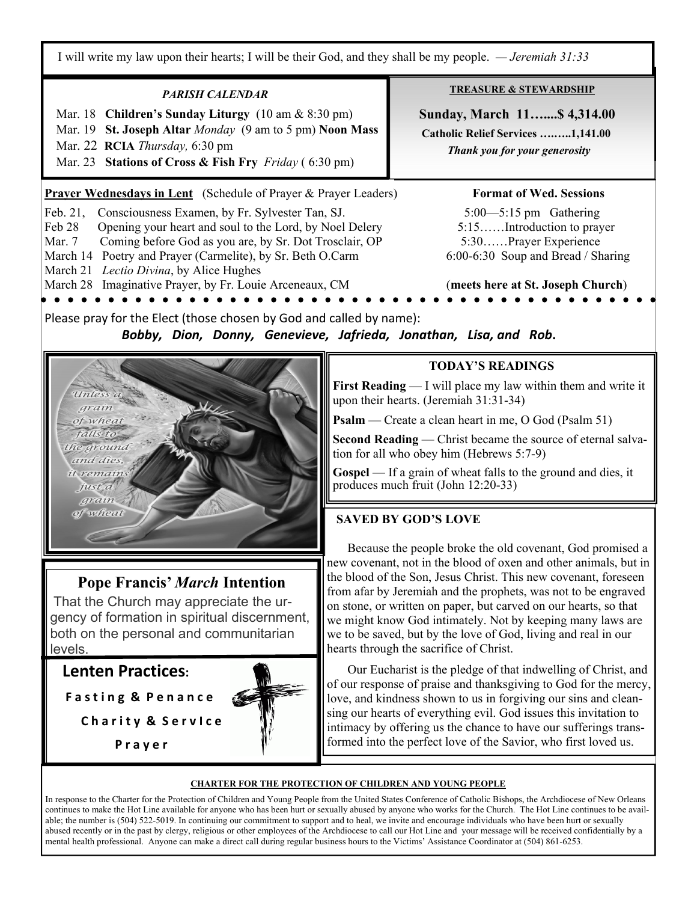I will write my law upon their hearts; I will be their God, and they shall be my people. — *Jeremiah 31:33*

### *PARISH CALENDAR*

- Mar. 18 **Children's Sunday Liturgy** (10 am & 8:30 pm)
- Mar. 19 **St. Joseph Altar** *Monday* (9 am to 5 pm) **Noon Mass**
- Mar. 22 **RCIA** *Thursday,* 6:30 pm
- Mar. 23 **Stations of Cross & Fish Fry** *Friday* ( 6:30 pm)

### TREASURE & STEWARDSHIP

**Sunday, March 11…....$ 4,314.00**

**Catholic Relief Services ……..1,141.00**

***Thank you for your generosity***

**Prayer Wednesdays in Lent** (Schedule of Prayer & Prayer Leaders)

- Feb. 21, Consciousness Examen, by Fr. Sylvester Tan, SJ.
- Feb 28 Opening your heart and soul to the Lord, by Noel Delery
- Mar. 7 Coming before God as you are, by Sr. Dot Trosclair, OP
- March 14 Poetry and Prayer (Carmelite), by Sr. Beth O.Carm
- March 21 *Lectio Divina*, by Alice Hughes
- March 28 Imaginative Prayer, by Fr. Louie Arceneaux, CM

**Format of Wed. Sessions**

- 5:00—5:15 pm Gathering
- 5:15……Introduction to prayer
- 5:30……Prayer Experience
- 6:00-6:30 Soup and Bread / Sharing

(**meets here at St. Joseph Church**)

Please pray for the Elect (those chosen by God and called by name):

***Bobby, Dion, Donny, Genevieve, Jafrieda, Jonathan, Lisa, and Rob.***

### TODAY'S READINGS

**First Reading** — I will place my law within them and write it upon their hearts. (Jeremiah 31:31-34)

**Psalm** — Create a clean heart in me, O God (Psalm 51)

**Second Reading** — Christ became the source of eternal salvation for all who obey him (Hebrews 5:7-9)

**Gospel** — If a grain of wheat falls to the ground and dies, it produces much fruit (John 12:20-33)

### SAVED BY GOD'S LOVE

Because the people broke the old covenant, God promised a new covenant, not in the blood of oxen and other animals, but in the blood of the Son, Jesus Christ. This new covenant, foreseen from afar by Jeremiah and the prophets, was not to be engraved on stone, or written on paper, but carved on our hearts, so that we might know God intimately. Not by keeping many laws are we to be saved, but by the love of God, living and real in our hearts through the sacrifice of Christ.

Our Eucharist is the pledge of that indwelling of Christ, and of our response of praise and thanksgiving to God for the mercy, love, and kindness shown to us in forgiving our sins and cleansing our hearts of everything evil. God issues this invitation to intimacy by offering us the chance to have our sufferings transformed into the perfect love of the Savior, who first loved us.

### Pope Francis' *March* Intention

That the Church may appreciate the urgency of formation in spiritual discernment, both on the personal and communitarian levels.

### Lenten Practices:

**Fasting & Penance**

**Charity & Service**

**Prayer**

#### CHARTER FOR THE PROTECTION OF CHILDREN AND YOUNG PEOPLE

In response to the Charter for the Protection of Children and Young People from the United States Conference of Catholic Bishops, the Archdiocese of New Orleans continues to make the Hot Line available for anyone who has been hurt or sexually abused by anyone who works for the Church. The Hot Line continues to be available; the number is (504) 522-5019. In continuing our commitment to support and to heal, we invite and encourage individuals who have been hurt or sexually abused recently or in the past by clergy, religious or other employees of the Archdiocese to call our Hot Line and your message will be received confidentially by a mental health professional. Anyone can make a direct call during regular business hours to the Victims' Assistance Coordinator at (504) 861-6253.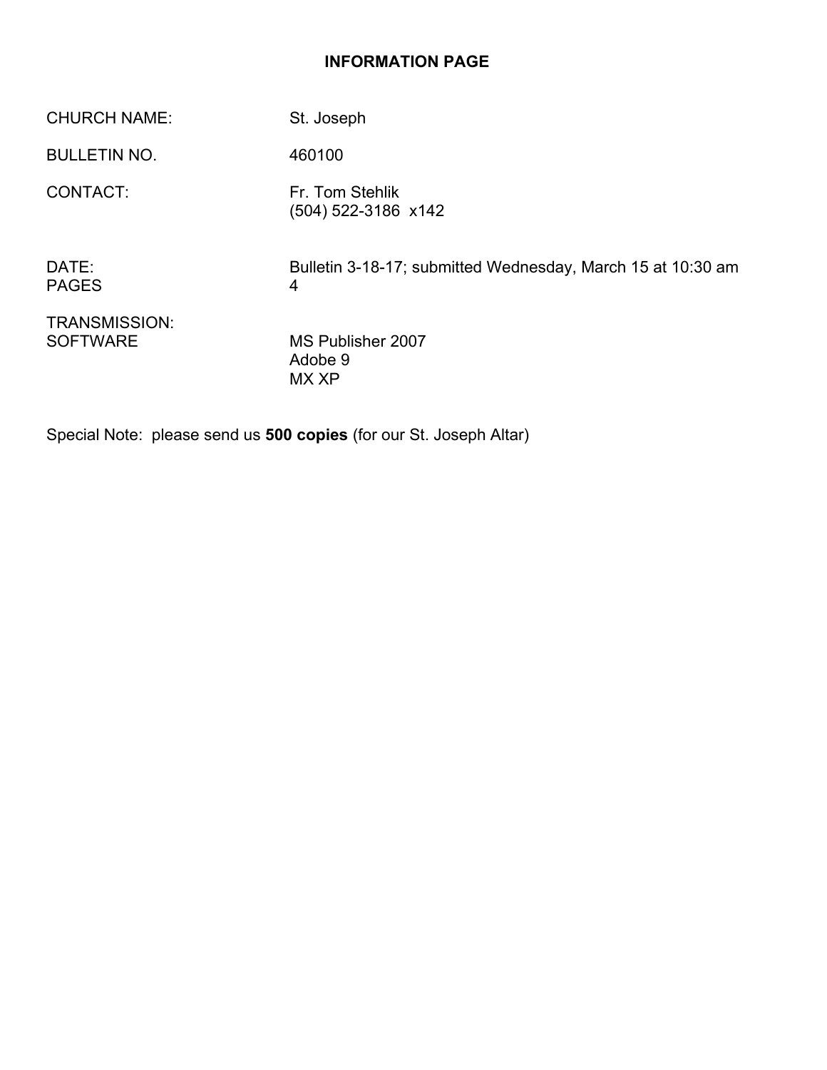# INFORMATION PAGE

| | |
|---|---|
| CHURCH NAME: | St. Joseph |
| BULLETIN NO. | 460100 |
| CONTACT: | Fr. Tom Stehlik<br>(504) 522-3186 x142 |
| DATE:<br>PAGES | Bulletin 3-18-17; submitted Wednesday, March 15 at 10:30 am<br>4 |
| TRANSMISSION:<br>SOFTWARE | MS Publisher 2007<br>Adobe 9<br>MX XP |

Special Note: please send us **500 copies** (for our St. Joseph Altar)